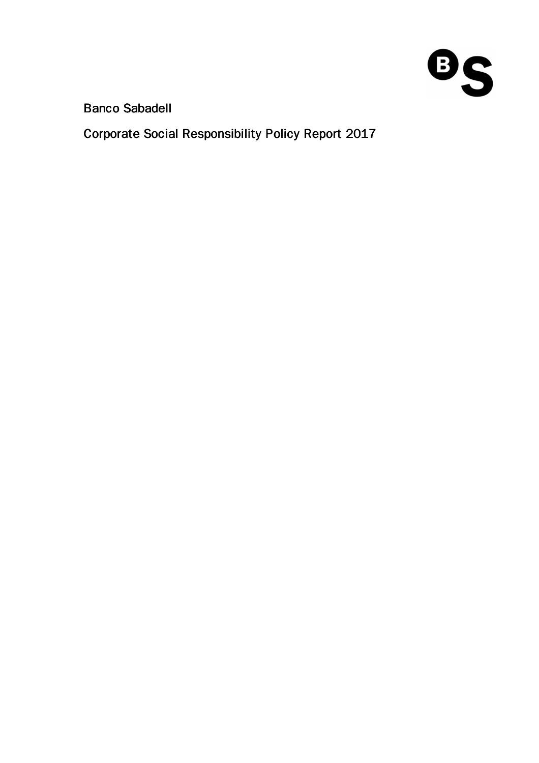Banco Sabadell

# Corporate Social Responsibility Policy Report 2017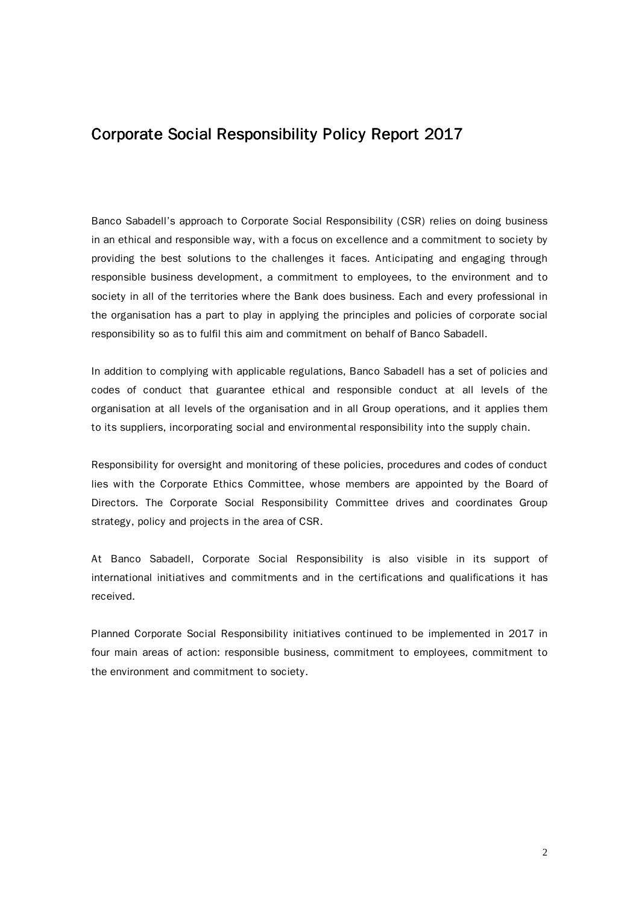# Corporate Social Responsibility Policy Report 2017

Banco Sabadell's approach to Corporate Social Responsibility (CSR) relies on doing business in an ethical and responsible way, with a focus on excellence and a commitment to society by providing the best solutions to the challenges it faces. Anticipating and engaging through responsible business development, a commitment to employees, to the environment and to society in all of the territories where the Bank does business. Each and every professional in the organisation has a part to play in applying the principles and policies of corporate social responsibility so as to fulfil this aim and commitment on behalf of Banco Sabadell.

In addition to complying with applicable regulations, Banco Sabadell has a set of policies and codes of conduct that guarantee ethical and responsible conduct at all levels of the organisation at all levels of the organisation and in all Group operations, and it applies them to its suppliers, incorporating social and environmental responsibility into the supply chain.

Responsibility for oversight and monitoring of these policies, procedures and codes of conduct lies with the Corporate Ethics Committee, whose members are appointed by the Board of Directors. The Corporate Social Responsibility Committee drives and coordinates Group strategy, policy and projects in the area of CSR.

At Banco Sabadell, Corporate Social Responsibility is also visible in its support of international initiatives and commitments and in the certifications and qualifications it has received.

Planned Corporate Social Responsibility initiatives continued to be implemented in 2017 in four main areas of action: responsible business, commitment to employees, commitment to the environment and commitment to society.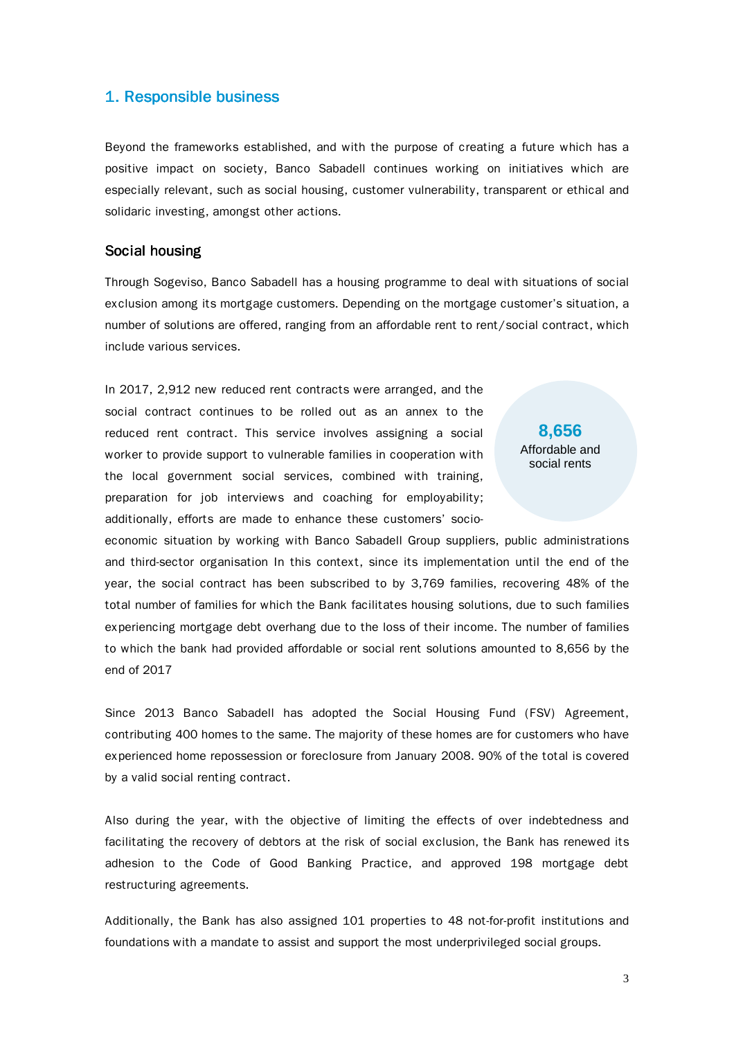## 1. Responsible business

Beyond the frameworks established, and with the purpose of creating a future which has a positive impact on society, Banco Sabadell continues working on initiatives which are especially relevant, such as social housing, customer vulnerability, transparent or ethical and solidaric investing, amongst other actions.

### Social housing

Through Sogeviso, Banco Sabadell has a housing programme to deal with situations of social exclusion among its mortgage customers. Depending on the mortgage customer's situation, a number of solutions are offered, ranging from an affordable rent to rent/social contract, which include various services.

**8,656**
Affordable and social rents

In 2017, 2,912 new reduced rent contracts were arranged, and the social contract continues to be rolled out as an annex to the reduced rent contract. This service involves assigning a social worker to provide support to vulnerable families in cooperation with the local government social services, combined with training, preparation for job interviews and coaching for employability; additionally, efforts are made to enhance these customers' socio-economic situation by working with Banco Sabadell Group suppliers, public administrations and third-sector organisation In this context, since its implementation until the end of the year, the social contract has been subscribed to by 3,769 families, recovering 48% of the total number of families for which the Bank facilitates housing solutions, due to such families experiencing mortgage debt overhang due to the loss of their income. The number of families to which the bank had provided affordable or social rent solutions amounted to 8,656 by the end of 2017

Since 2013 Banco Sabadell has adopted the Social Housing Fund (FSV) Agreement, contributing 400 homes to the same. The majority of these homes are for customers who have experienced home repossession or foreclosure from January 2008. 90% of the total is covered by a valid social renting contract.

Also during the year, with the objective of limiting the effects of over indebtedness and facilitating the recovery of debtors at the risk of social exclusion, the Bank has renewed its adhesion to the Code of Good Banking Practice, and approved 198 mortgage debt restructuring agreements.

Additionally, the Bank has also assigned 101 properties to 48 not-for-profit institutions and foundations with a mandate to assist and support the most underprivileged social groups.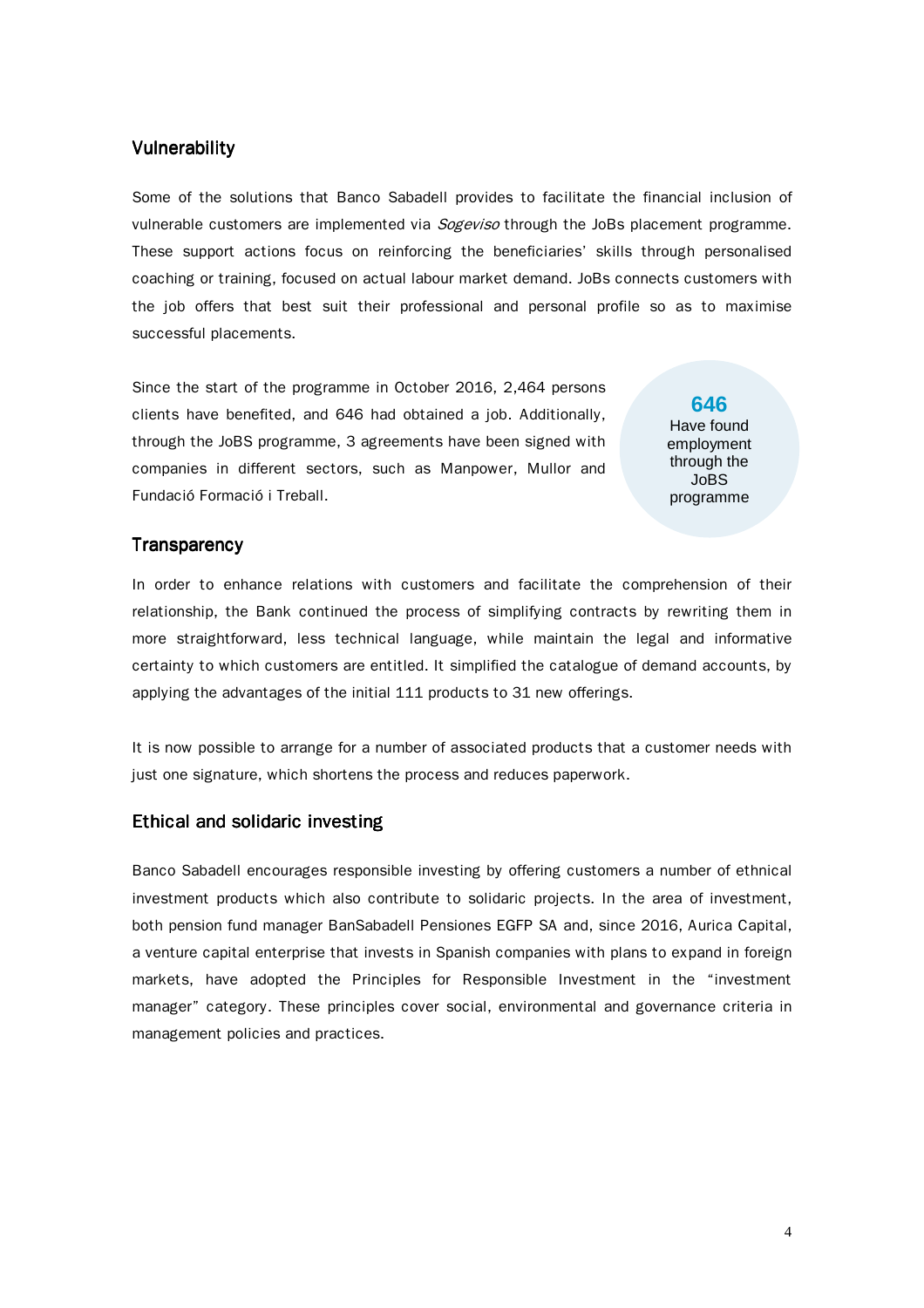## Vulnerability

Some of the solutions that Banco Sabadell provides to facilitate the financial inclusion of vulnerable customers are implemented via *Sogeviso* through the JoBs placement programme. These support actions focus on reinforcing the beneficiaries' skills through personalised coaching or training, focused on actual labour market demand. JoBs connects customers with the job offers that best suit their professional and personal profile so as to maximise successful placements.

Since the start of the programme in October 2016, 2,464 persons clients have benefited, and 646 had obtained a job. Additionally, through the JoBS programme, 3 agreements have been signed with companies in different sectors, such as Manpower, Mullor and Fundació Formació i Treball.

**646**
Have found employment through the JoBS programme

## Transparency

In order to enhance relations with customers and facilitate the comprehension of their relationship, the Bank continued the process of simplifying contracts by rewriting them in more straightforward, less technical language, while maintain the legal and informative certainty to which customers are entitled. It simplified the catalogue of demand accounts, by applying the advantages of the initial 111 products to 31 new offerings.

It is now possible to arrange for a number of associated products that a customer needs with just one signature, which shortens the process and reduces paperwork.

## Ethical and solidaric investing

Banco Sabadell encourages responsible investing by offering customers a number of ethnical investment products which also contribute to solidaric projects. In the area of investment, both pension fund manager BanSabadell Pensiones EGFP SA and, since 2016, Aurica Capital, a venture capital enterprise that invests in Spanish companies with plans to expand in foreign markets, have adopted the Principles for Responsible Investment in the "investment manager" category. These principles cover social, environmental and governance criteria in management policies and practices.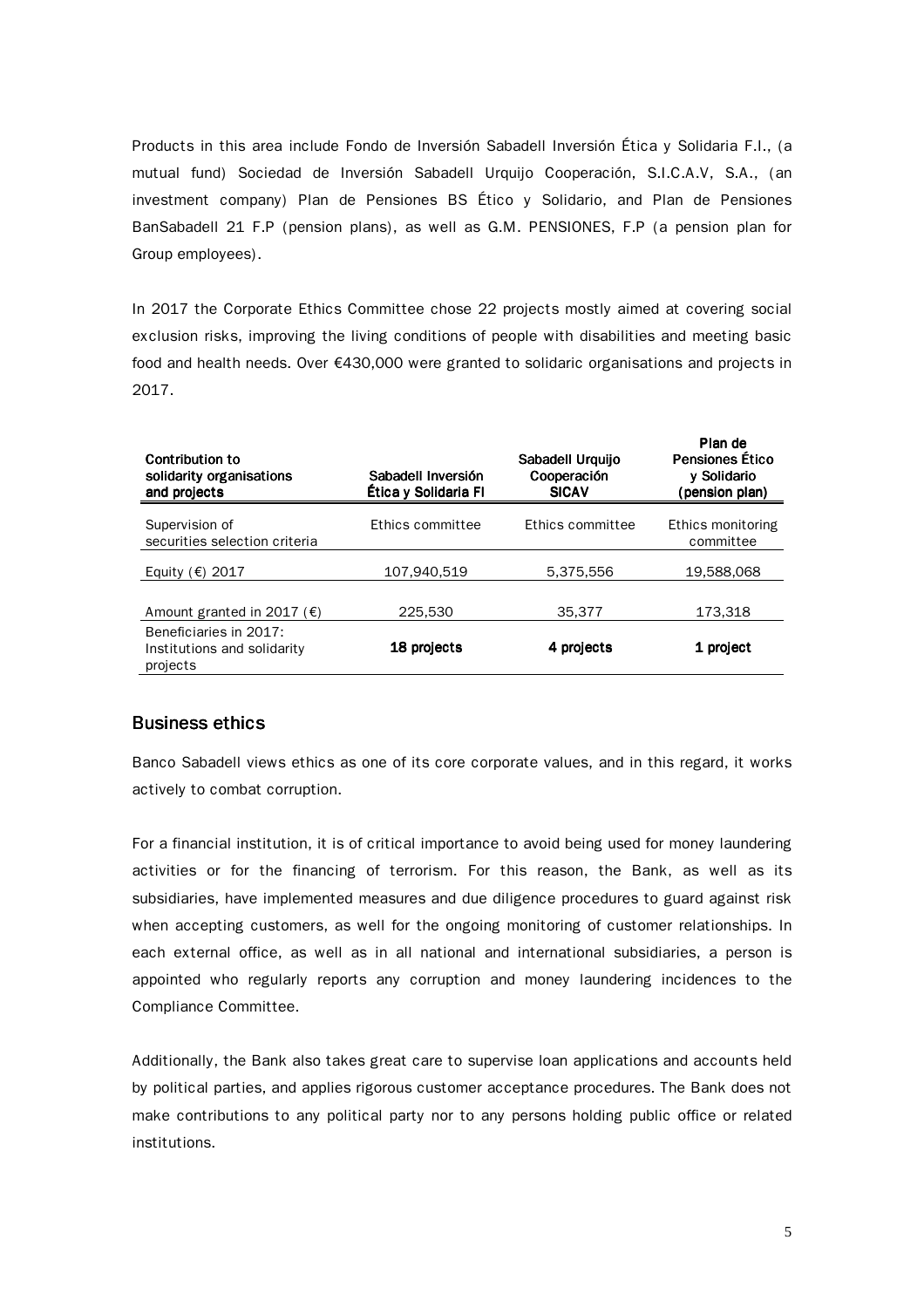Products in this area include Fondo de Inversión Sabadell Inversión Ética y Solidaria F.I., (a mutual fund) Sociedad de Inversión Sabadell Urquijo Cooperación, S.I.C.A.V, S.A., (an investment company) Plan de Pensiones BS Ético y Solidario, and Plan de Pensiones BanSabadell 21 F.P (pension plans), as well as G.M. PENSIONES, F.P (a pension plan for Group employees).

In 2017 the Corporate Ethics Committee chose 22 projects mostly aimed at covering social exclusion risks, improving the living conditions of people with disabilities and meeting basic food and health needs. Over €430,000 were granted to solidaric organisations and projects in 2017.

| Contribution to solidarity organisations and projects | Sabadell Inversión Ética y Solidaria FI | Sabadell Urquijo Cooperación SICAV | Plan de Pensiones Ético y Solidario (pension plan) |
|---|---|---|---|
| Supervision of securities selection criteria | Ethics committee | Ethics committee | Ethics monitoring committee |
| Equity (€) 2017 | 107,940,519 | 5,375,556 | 19,588,068 |
| Amount granted in 2017 (€) | 225,530 | 35,377 | 173,318 |
| Beneficiaries in 2017: Institutions and solidarity projects | **18 projects** | **4 projects** | **1 project** |

## Business ethics

Banco Sabadell views ethics as one of its core corporate values, and in this regard, it works actively to combat corruption.

For a financial institution, it is of critical importance to avoid being used for money laundering activities or for the financing of terrorism. For this reason, the Bank, as well as its subsidiaries, have implemented measures and due diligence procedures to guard against risk when accepting customers, as well for the ongoing monitoring of customer relationships. In each external office, as well as in all national and international subsidiaries, a person is appointed who regularly reports any corruption and money laundering incidences to the Compliance Committee.

Additionally, the Bank also takes great care to supervise loan applications and accounts held by political parties, and applies rigorous customer acceptance procedures. The Bank does not make contributions to any political party nor to any persons holding public office or related institutions.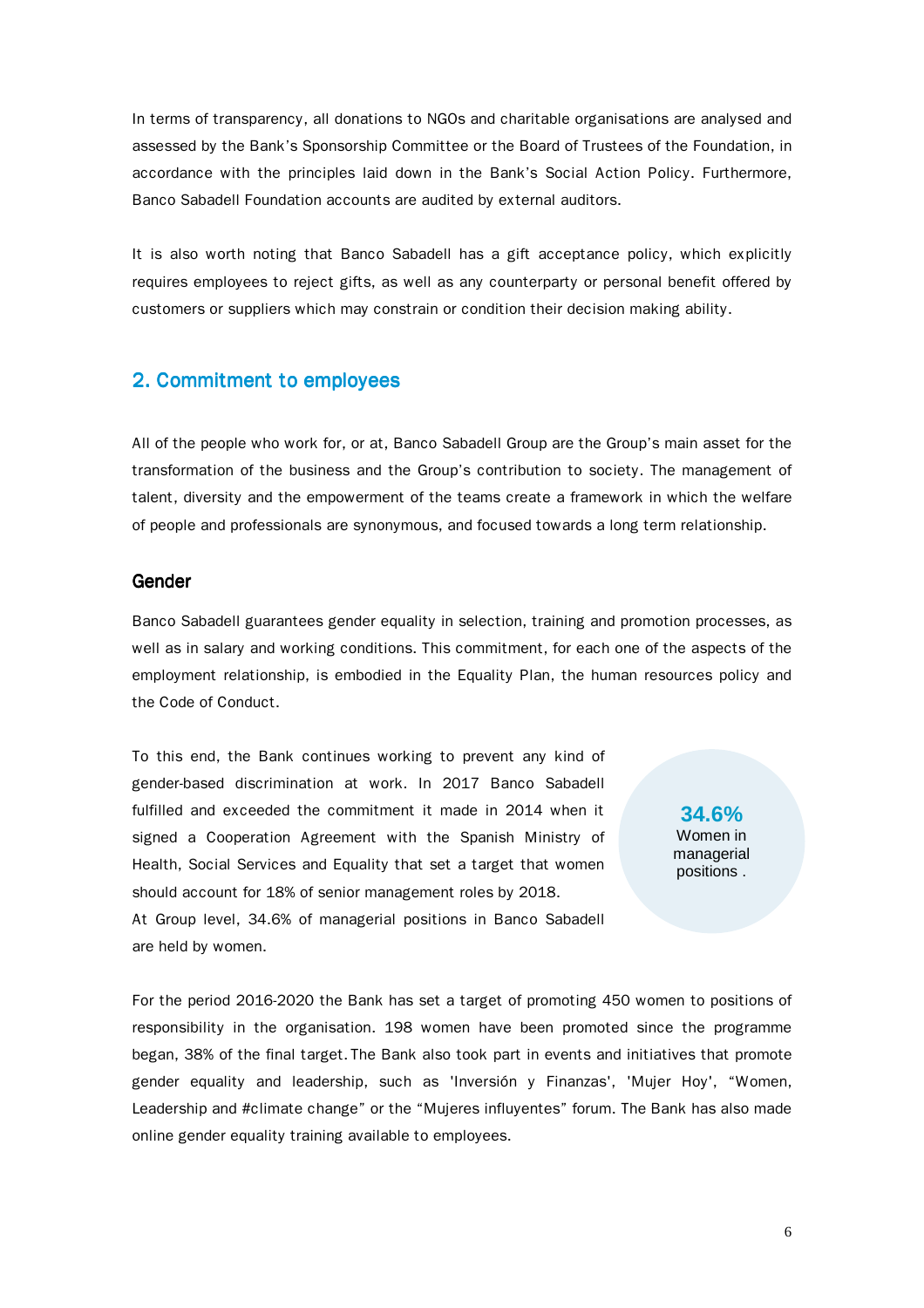In terms of transparency, all donations to NGOs and charitable organisations are analysed and assessed by the Bank's Sponsorship Committee or the Board of Trustees of the Foundation, in accordance with the principles laid down in the Bank's Social Action Policy. Furthermore, Banco Sabadell Foundation accounts are audited by external auditors.

It is also worth noting that Banco Sabadell has a gift acceptance policy, which explicitly requires employees to reject gifts, as well as any counterparty or personal benefit offered by customers or suppliers which may constrain or condition their decision making ability.

## 2. Commitment to employees

All of the people who work for, or at, Banco Sabadell Group are the Group's main asset for the transformation of the business and the Group's contribution to society. The management of talent, diversity and the empowerment of the teams create a framework in which the welfare of people and professionals are synonymous, and focused towards a long term relationship.

### Gender

Banco Sabadell guarantees gender equality in selection, training and promotion processes, as well as in salary and working conditions. This commitment, for each one of the aspects of the employment relationship, is embodied in the Equality Plan, the human resources policy and the Code of Conduct.

To this end, the Bank continues working to prevent any kind of gender-based discrimination at work. In 2017 Banco Sabadell fulfilled and exceeded the commitment it made in 2014 when it signed a Cooperation Agreement with the Spanish Ministry of Health, Social Services and Equality that set a target that women should account for 18% of senior management roles by 2018.
At Group level, 34.6% of managerial positions in Banco Sabadell are held by women.

**34.6%**
Women in managerial positions .

For the period 2016-2020 the Bank has set a target of promoting 450 women to positions of responsibility in the organisation. 198 women have been promoted since the programme began, 38% of the final target. The Bank also took part in events and initiatives that promote gender equality and leadership, such as 'Inversión y Finanzas', 'Mujer Hoy', "Women, Leadership and #climate change" or the "Mujeres influyentes" forum. The Bank has also made online gender equality training available to employees.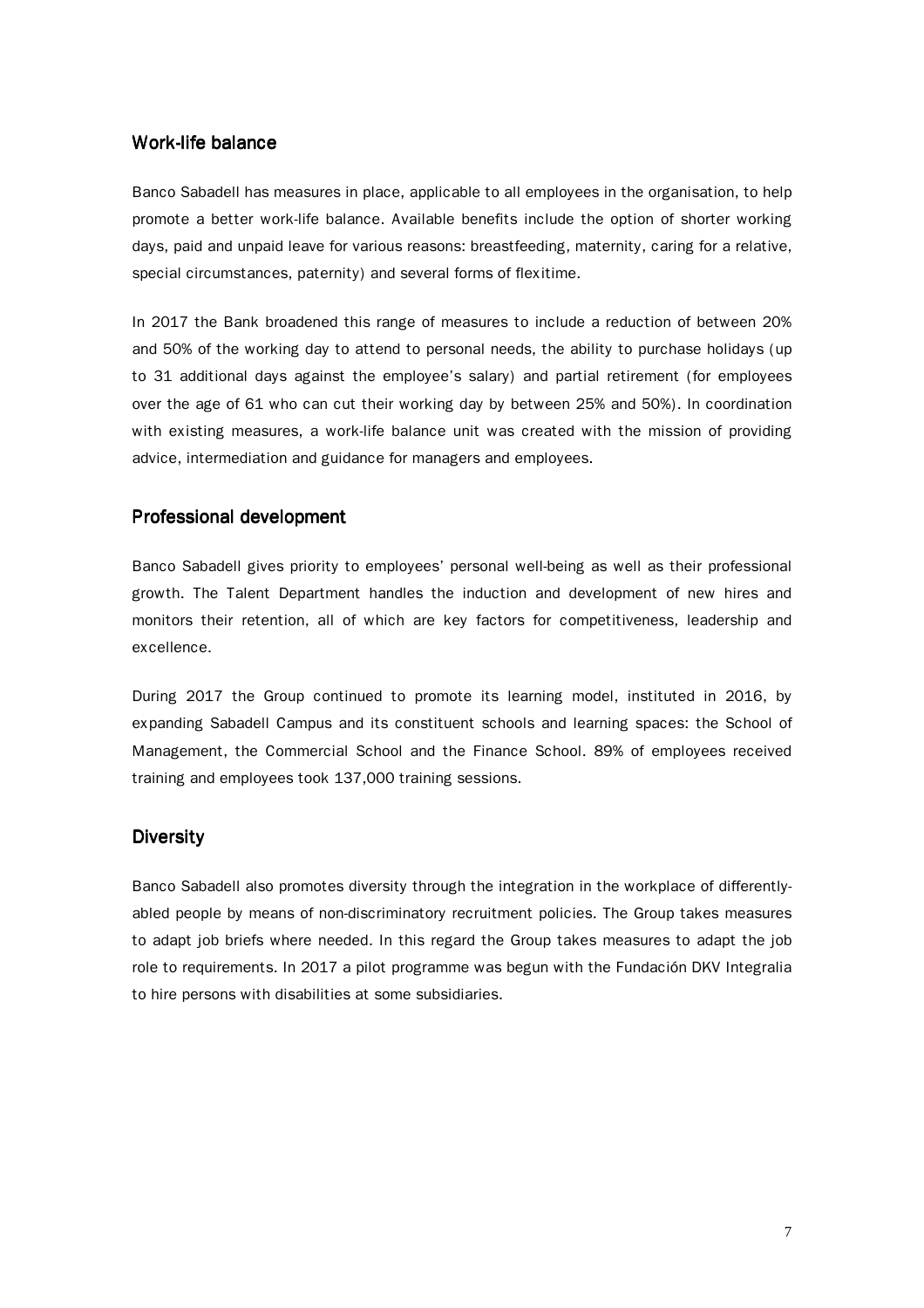## Work-life balance

Banco Sabadell has measures in place, applicable to all employees in the organisation, to help promote a better work-life balance. Available benefits include the option of shorter working days, paid and unpaid leave for various reasons: breastfeeding, maternity, caring for a relative, special circumstances, paternity) and several forms of flexitime.

In 2017 the Bank broadened this range of measures to include a reduction of between 20% and 50% of the working day to attend to personal needs, the ability to purchase holidays (up to 31 additional days against the employee's salary) and partial retirement (for employees over the age of 61 who can cut their working day by between 25% and 50%). In coordination with existing measures, a work-life balance unit was created with the mission of providing advice, intermediation and guidance for managers and employees.

## Professional development

Banco Sabadell gives priority to employees' personal well-being as well as their professional growth. The Talent Department handles the induction and development of new hires and monitors their retention, all of which are key factors for competitiveness, leadership and excellence.

During 2017 the Group continued to promote its learning model, instituted in 2016, by expanding Sabadell Campus and its constituent schools and learning spaces: the School of Management, the Commercial School and the Finance School. 89% of employees received training and employees took 137,000 training sessions.

## Diversity

Banco Sabadell also promotes diversity through the integration in the workplace of differently-abled people by means of non-discriminatory recruitment policies. The Group takes measures to adapt job briefs where needed. In this regard the Group takes measures to adapt the job role to requirements. In 2017 a pilot programme was begun with the Fundación DKV Integralia to hire persons with disabilities at some subsidiaries.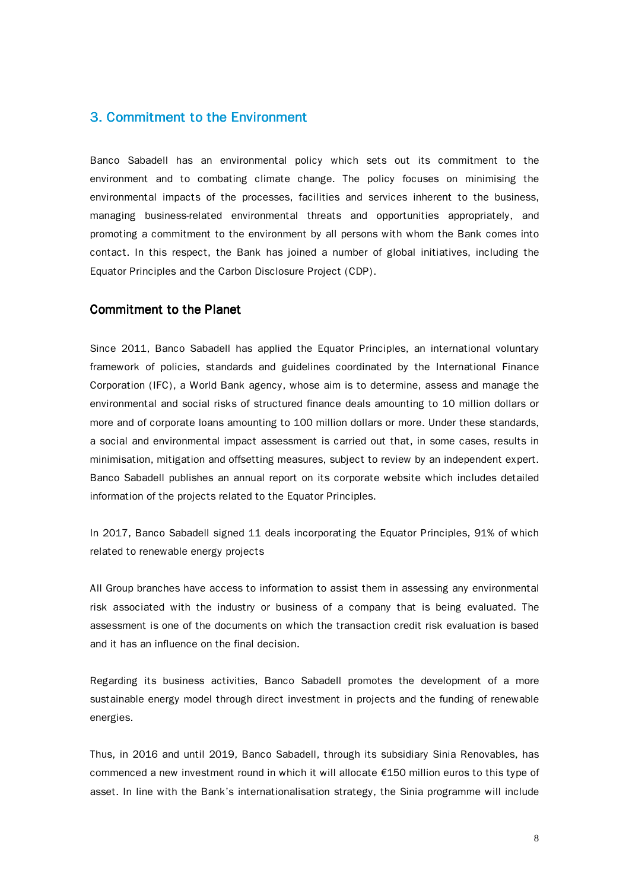## 3. Commitment to the Environment

Banco Sabadell has an environmental policy which sets out its commitment to the environment and to combating climate change. The policy focuses on minimising the environmental impacts of the processes, facilities and services inherent to the business, managing business-related environmental threats and opportunities appropriately, and promoting a commitment to the environment by all persons with whom the Bank comes into contact. In this respect, the Bank has joined a number of global initiatives, including the Equator Principles and the Carbon Disclosure Project (CDP).

### Commitment to the Planet

Since 2011, Banco Sabadell has applied the Equator Principles, an international voluntary framework of policies, standards and guidelines coordinated by the International Finance Corporation (IFC), a World Bank agency, whose aim is to determine, assess and manage the environmental and social risks of structured finance deals amounting to 10 million dollars or more and of corporate loans amounting to 100 million dollars or more. Under these standards, a social and environmental impact assessment is carried out that, in some cases, results in minimisation, mitigation and offsetting measures, subject to review by an independent expert. Banco Sabadell publishes an annual report on its corporate website which includes detailed information of the projects related to the Equator Principles.

In 2017, Banco Sabadell signed 11 deals incorporating the Equator Principles, 91% of which related to renewable energy projects

All Group branches have access to information to assist them in assessing any environmental risk associated with the industry or business of a company that is being evaluated. The assessment is one of the documents on which the transaction credit risk evaluation is based and it has an influence on the final decision.

Regarding its business activities, Banco Sabadell promotes the development of a more sustainable energy model through direct investment in projects and the funding of renewable energies.

Thus, in 2016 and until 2019, Banco Sabadell, through its subsidiary Sinia Renovables, has commenced a new investment round in which it will allocate €150 million euros to this type of asset. In line with the Bank's internationalisation strategy, the Sinia programme will include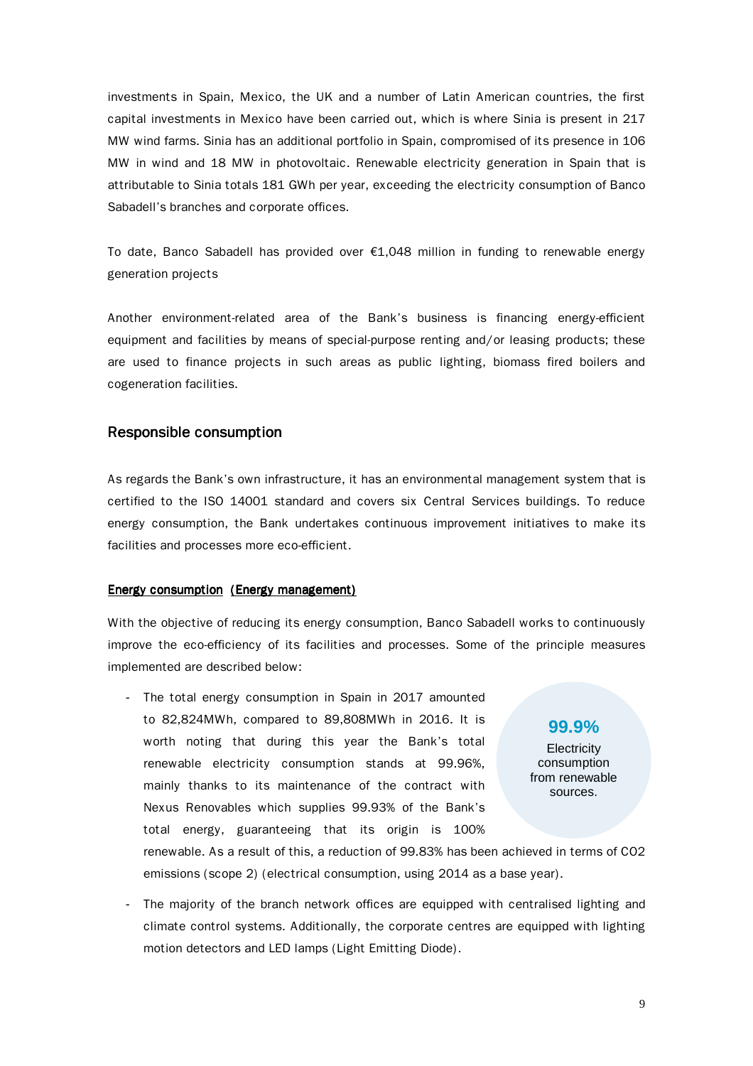investments in Spain, Mexico, the UK and a number of Latin American countries, the first capital investments in Mexico have been carried out, which is where Sinia is present in 217 MW wind farms. Sinia has an additional portfolio in Spain, compromised of its presence in 106 MW in wind and 18 MW in photovoltaic. Renewable electricity generation in Spain that is attributable to Sinia totals 181 GWh per year, exceeding the electricity consumption of Banco Sabadell's branches and corporate offices.

To date, Banco Sabadell has provided over €1,048 million in funding to renewable energy generation projects

Another environment-related area of the Bank's business is financing energy-efficient equipment and facilities by means of special-purpose renting and/or leasing products; these are used to finance projects in such areas as public lighting, biomass fired boilers and cogeneration facilities.

## Responsible consumption

As regards the Bank's own infrastructure, it has an environmental management system that is certified to the ISO 14001 standard and covers six Central Services buildings. To reduce energy consumption, the Bank undertakes continuous improvement initiatives to make its facilities and processes more eco-efficient.

### Energy consumption (Energy management)

With the objective of reducing its energy consumption, Banco Sabadell works to continuously improve the eco-efficiency of its facilities and processes. Some of the principle measures implemented are described below:

**99.9%**
Electricity consumption from renewable sources.

- The total energy consumption in Spain in 2017 amounted to 82,824MWh, compared to 89,808MWh in 2016. It is worth noting that during this year the Bank's total renewable electricity consumption stands at 99.96%, mainly thanks to its maintenance of the contract with Nexus Renovables which supplies 99.93% of the Bank's total energy, guaranteeing that its origin is 100% renewable. As a result of this, a reduction of 99.83% has been achieved in terms of $CO_2$ emissions (scope 2) (electrical consumption, using 2014 as a base year).
- The majority of the branch network offices are equipped with centralised lighting and climate control systems. Additionally, the corporate centres are equipped with lighting motion detectors and LED lamps (Light Emitting Diode).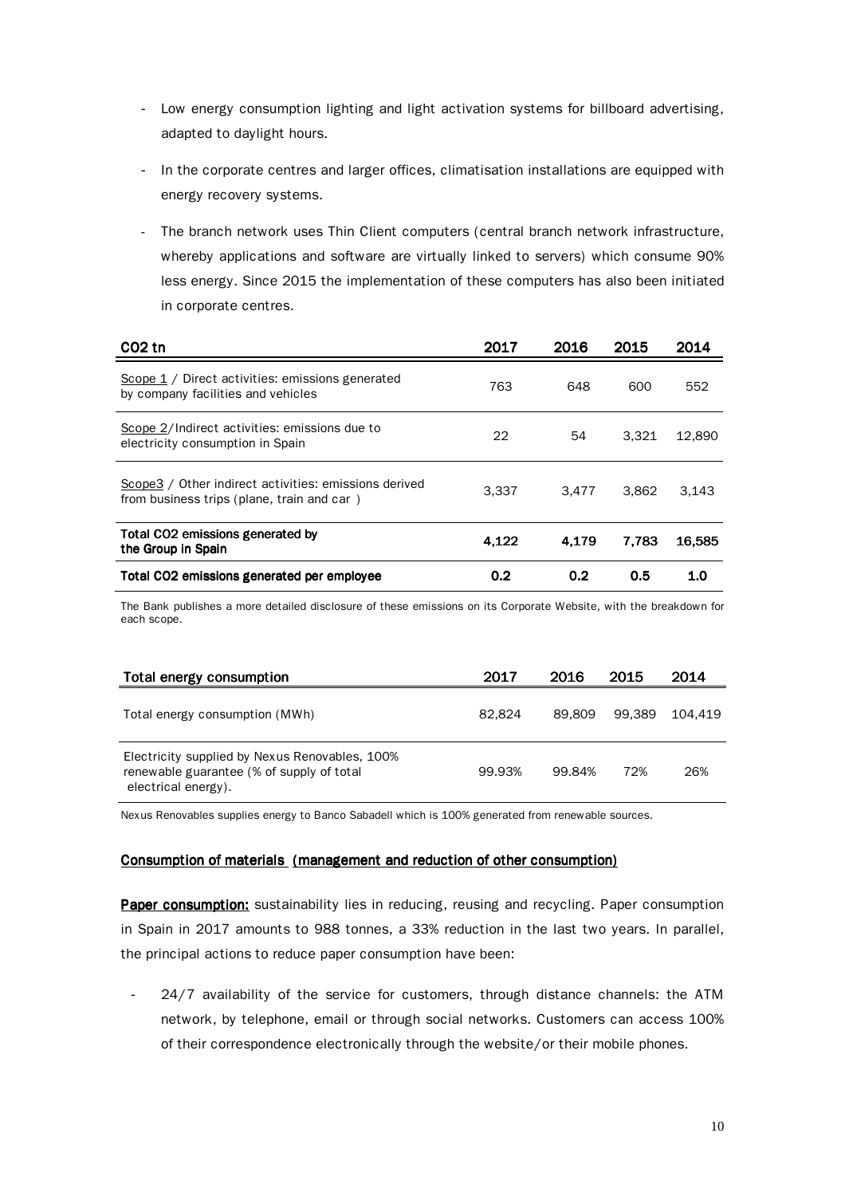- Low energy consumption lighting and light activation systems for billboard advertising, adapted to daylight hours.

- In the corporate centres and larger offices, climatisation installations are equipped with energy recovery systems.

- The branch network uses Thin Client computers (central branch network infrastructure, whereby applications and software are virtually linked to servers) which consume 90% less energy. Since 2015 the implementation of these computers has also been initiated in corporate centres.

| $CO_2$ tn | 2017 | 2016 | 2015 | 2014 |
|---|---|---|---|---|
| Scope 1 / Direct activities: emissions generated by company facilities and vehicles | 763 | 648 | 600 | 552 |
| Scope 2/Indirect activities: emissions due to electricity consumption in Spain | 22 | 54 | 3,321 | 12,890 |
| Scope3 / Other indirect activities: emissions derived from business trips (plane, train and car ) | 3,337 | 3,477 | 3,862 | 3,143 |
| **Total $CO_2$ emissions generated by the Group in Spain** | **4,122** | **4,179** | **7,783** | **16,585** |
| **Total $CO_2$ emissions generated per employee** | **0.2** | **0.2** | **0.5** | **1.0** |

The Bank publishes a more detailed disclosure of these emissions on its Corporate Website, with the breakdown for each scope.

| Total energy consumption | 2017 | 2016 | 2015 | 2014 |
|---|---|---|---|---|
| Total energy consumption (MWh) | 82,824 | 89,809 | 99,389 | 104,419 |
| Electricity supplied by Nexus Renovables, 100% renewable guarantee (% of supply of total electrical energy). | 99.93% | 99.84% | 72% | 26% |

Nexus Renovables supplies energy to Banco Sabadell which is 100% generated from renewable sources.

**Consumption of materials (management and reduction of other consumption)**

**Paper consumption:** sustainability lies in reducing, reusing and recycling. Paper consumption in Spain in 2017 amounts to 988 tonnes, a 33% reduction in the last two years. In parallel, the principal actions to reduce paper consumption have been:

- 24/7 availability of the service for customers, through distance channels: the ATM network, by telephone, email or through social networks. Customers can access 100% of their correspondence electronically through the website/or their mobile phones.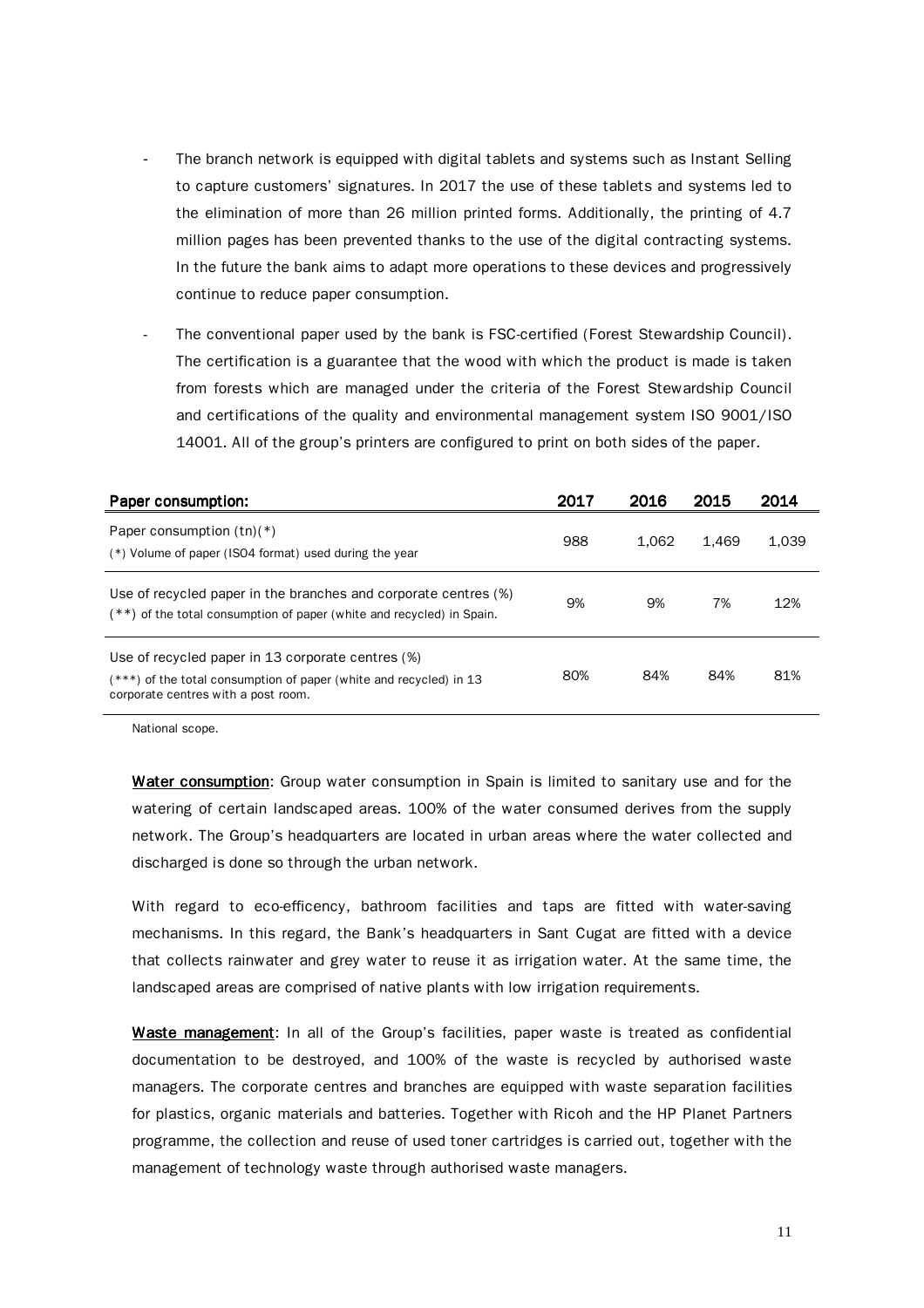- The branch network is equipped with digital tablets and systems such as Instant Selling to capture customers' signatures. In 2017 the use of these tablets and systems led to the elimination of more than 26 million printed forms. Additionally, the printing of 4.7 million pages has been prevented thanks to the use of the digital contracting systems. In the future the bank aims to adapt more operations to these devices and progressively continue to reduce paper consumption.
- The conventional paper used by the bank is FSC-certified (Forest Stewardship Council). The certification is a guarantee that the wood with which the product is made is taken from forests which are managed under the criteria of the Forest Stewardship Council and certifications of the quality and environmental management system ISO 9001/ISO 14001. All of the group's printers are configured to print on both sides of the paper.

| **Paper consumption:** | **2017** | **2016** | **2015** | **2014** |
|---|---|---|---|---|
| Paper consumption (tn)(*)<br>(*) Volume of paper (ISO4 format) used during the year | 988 | 1,062 | 1,469 | 1,039 |
| Use of recycled paper in the branches and corporate centres (%)<br>(**) of the total consumption of paper (white and recycled) in Spain. | 9% | 9% | 7% | 12% |
| Use of recycled paper in 13 corporate centres (%)<br>(***) of the total consumption of paper (white and recycled) in 13 corporate centres with a post room. | 80% | 84% | 84% | 81% |

National scope.

**Water consumption**: Group water consumption in Spain is limited to sanitary use and for the watering of certain landscaped areas. 100% of the water consumed derives from the supply network. The Group's headquarters are located in urban areas where the water collected and discharged is done so through the urban network.

With regard to eco-efficency, bathroom facilities and taps are fitted with water-saving mechanisms. In this regard, the Bank's headquarters in Sant Cugat are fitted with a device that collects rainwater and grey water to reuse it as irrigation water. At the same time, the landscaped areas are comprised of native plants with low irrigation requirements.

**Waste management**: In all of the Group's facilities, paper waste is treated as confidential documentation to be destroyed, and 100% of the waste is recycled by authorised waste managers. The corporate centres and branches are equipped with waste separation facilities for plastics, organic materials and batteries. Together with Ricoh and the HP Planet Partners programme, the collection and reuse of used toner cartridges is carried out, together with the management of technology waste through authorised waste managers.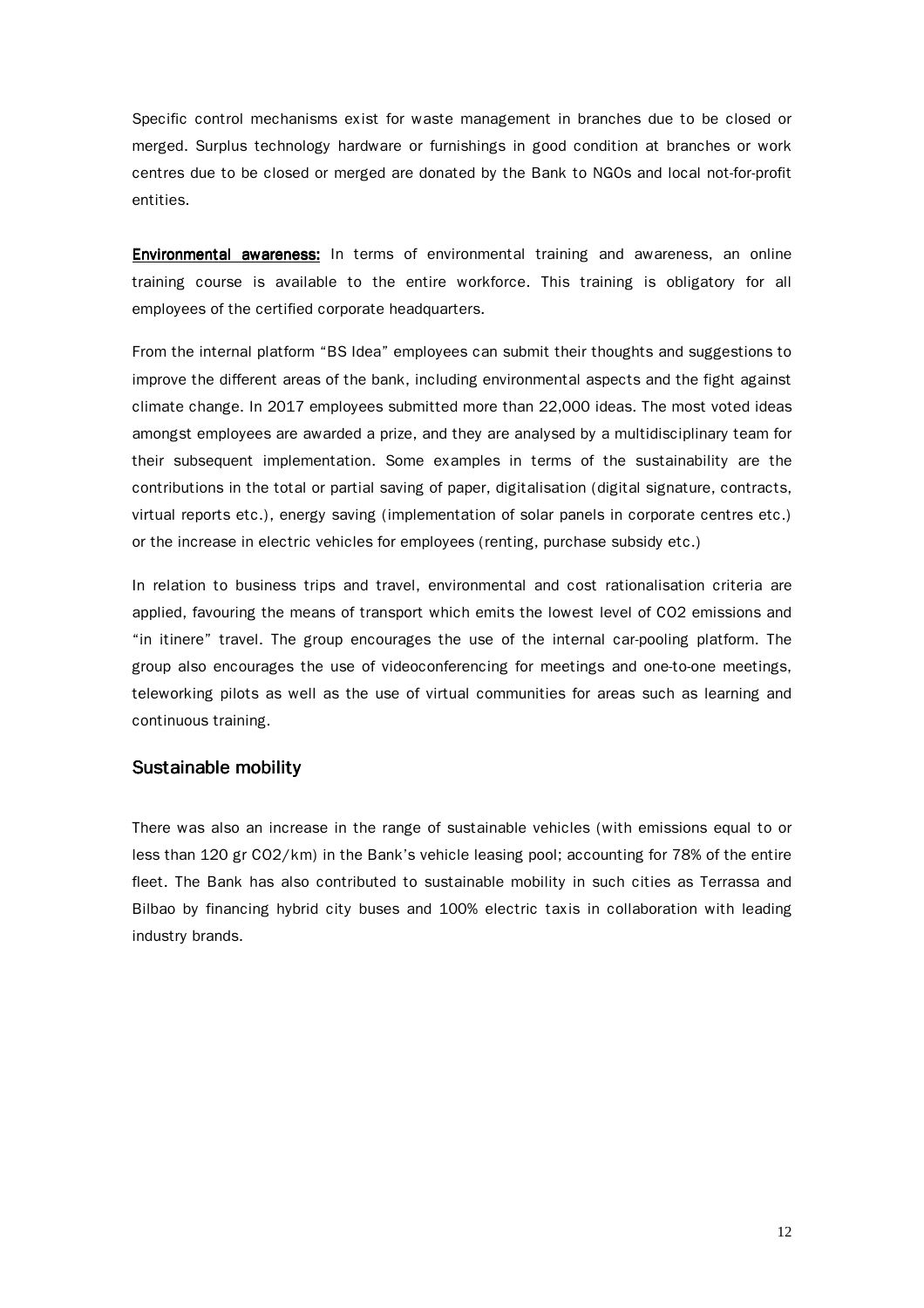Specific control mechanisms exist for waste management in branches due to be closed or merged. Surplus technology hardware or furnishings in good condition at branches or work centres due to be closed or merged are donated by the Bank to NGOs and local not-for-profit entities.

**Environmental awareness:** In terms of environmental training and awareness, an online training course is available to the entire workforce. This training is obligatory for all employees of the certified corporate headquarters.

From the internal platform "BS Idea" employees can submit their thoughts and suggestions to improve the different areas of the bank, including environmental aspects and the fight against climate change. In 2017 employees submitted more than 22,000 ideas. The most voted ideas amongst employees are awarded a prize, and they are analysed by a multidisciplinary team for their subsequent implementation. Some examples in terms of the sustainability are the contributions in the total or partial saving of paper, digitalisation (digital signature, contracts, virtual reports etc.), energy saving (implementation of solar panels in corporate centres etc.) or the increase in electric vehicles for employees (renting, purchase subsidy etc.)

In relation to business trips and travel, environmental and cost rationalisation criteria are applied, favouring the means of transport which emits the lowest level of $CO_2$ emissions and "in itinere" travel. The group encourages the use of the internal car-pooling platform. The group also encourages the use of videoconferencing for meetings and one-to-one meetings, teleworking pilots as well as the use of virtual communities for areas such as learning and continuous training.

## Sustainable mobility

There was also an increase in the range of sustainable vehicles (with emissions equal to or less than 120 gr $CO_2$/km) in the Bank's vehicle leasing pool; accounting for 78% of the entire fleet. The Bank has also contributed to sustainable mobility in such cities as Terrassa and Bilbao by financing hybrid city buses and 100% electric taxis in collaboration with leading industry brands.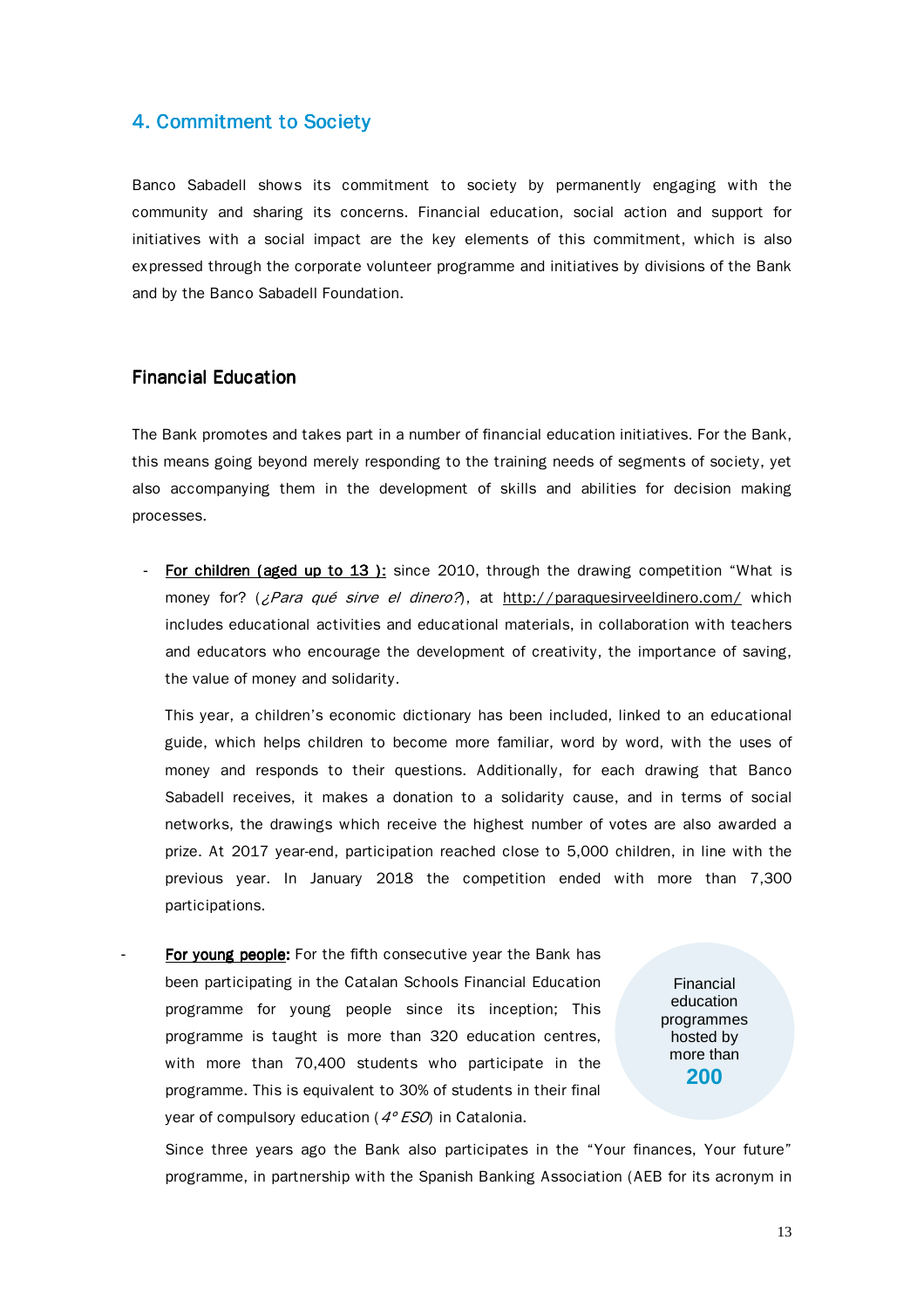## 4. Commitment to Society

Banco Sabadell shows its commitment to society by permanently engaging with the community and sharing its concerns. Financial education, social action and support for initiatives with a social impact are the key elements of this commitment, which is also expressed through the corporate volunteer programme and initiatives by divisions of the Bank and by the Banco Sabadell Foundation.

### Financial Education

The Bank promotes and takes part in a number of financial education initiatives. For the Bank, this means going beyond merely responding to the training needs of segments of society, yet also accompanying them in the development of skills and abilities for decision making processes.

- **For children (aged up to 13 ):** since 2010, through the drawing competition "What is money for? (*¿Para qué sirve el dinero?*), at http://paraquesirveeldinero.com/ which includes educational activities and educational materials, in collaboration with teachers and educators who encourage the development of creativity, the importance of saving, the value of money and solidarity.

  This year, a children's economic dictionary has been included, linked to an educational guide, which helps children to become more familiar, word by word, with the uses of money and responds to their questions. Additionally, for each drawing that Banco Sabadell receives, it makes a donation to a solidarity cause, and in terms of social networks, the drawings which receive the highest number of votes are also awarded a prize. At 2017 year-end, participation reached close to 5,000 children, in line with the previous year. In January 2018 the competition ended with more than 7,300 participations.

- **For young people:** For the fifth consecutive year the Bank has been participating in the Catalan Schools Financial Education programme for young people since its inception; This programme is taught is more than 320 education centres, with more than 70,400 students who participate in the programme. This is equivalent to 30% of students in their final year of compulsory education (*4º ESO*) in Catalonia.

  Financial education programmes hosted by more than **200**

  Since three years ago the Bank also participates in the "Your finances, Your future" programme, in partnership with the Spanish Banking Association (AEB for its acronym in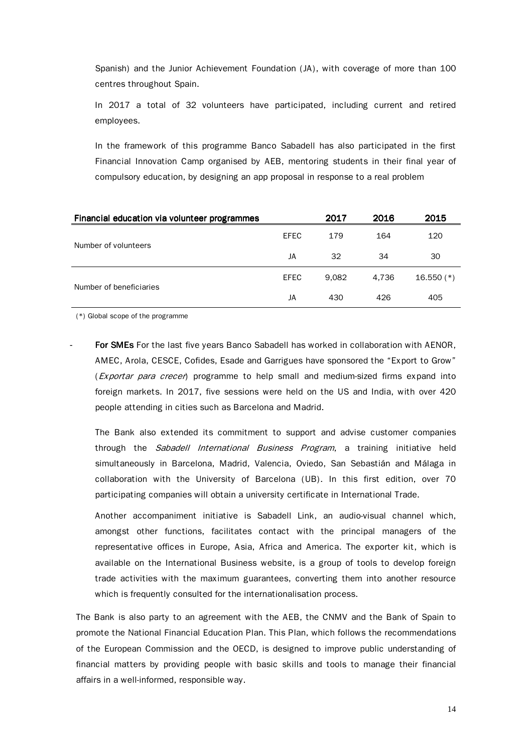Spanish) and the Junior Achievement Foundation (JA), with coverage of more than 100 centres throughout Spain.

In 2017 a total of 32 volunteers have participated, including current and retired employees.

In the framework of this programme Banco Sabadell has also participated in the first Financial Innovation Camp organised by AEB, mentoring students in their final year of compulsory education, by designing an app proposal in response to a real problem

| Financial education via volunteer programmes | | 2017 | 2016 | 2015 |
|---|---|---|---|---|
| Number of volunteers | EFEC | 179 | 164 | 120 |
| | JA | 32 | 34 | 30 |
| Number of beneficiaries | EFEC | 9,082 | 4,736 | 16.550 (*) |
| | JA | 430 | 426 | 405 |

(*) Global scope of the programme

- **For SMEs** For the last five years Banco Sabadell has worked in collaboration with AENOR, AMEC, Arola, CESCE, Cofides, Esade and Garrigues have sponsored the "Export to Grow" (*Exportar para crecer*) programme to help small and medium-sized firms expand into foreign markets. In 2017, five sessions were held on the US and India, with over 420 people attending in cities such as Barcelona and Madrid.

  The Bank also extended its commitment to support and advise customer companies through the *Sabadell International Business Program*, a training initiative held simultaneously in Barcelona, Madrid, Valencia, Oviedo, San Sebastián and Málaga in collaboration with the University of Barcelona (UB). In this first edition, over 70 participating companies will obtain a university certificate in International Trade.

  Another accompaniment initiative is Sabadell Link, an audio-visual channel which, amongst other functions, facilitates contact with the principal managers of the representative offices in Europe, Asia, Africa and America. The exporter kit, which is available on the International Business website, is a group of tools to develop foreign trade activities with the maximum guarantees, converting them into another resource which is frequently consulted for the internationalisation process.

The Bank is also party to an agreement with the AEB, the CNMV and the Bank of Spain to promote the National Financial Education Plan. This Plan, which follows the recommendations of the European Commission and the OECD, is designed to improve public understanding of financial matters by providing people with basic skills and tools to manage their financial affairs in a well-informed, responsible way.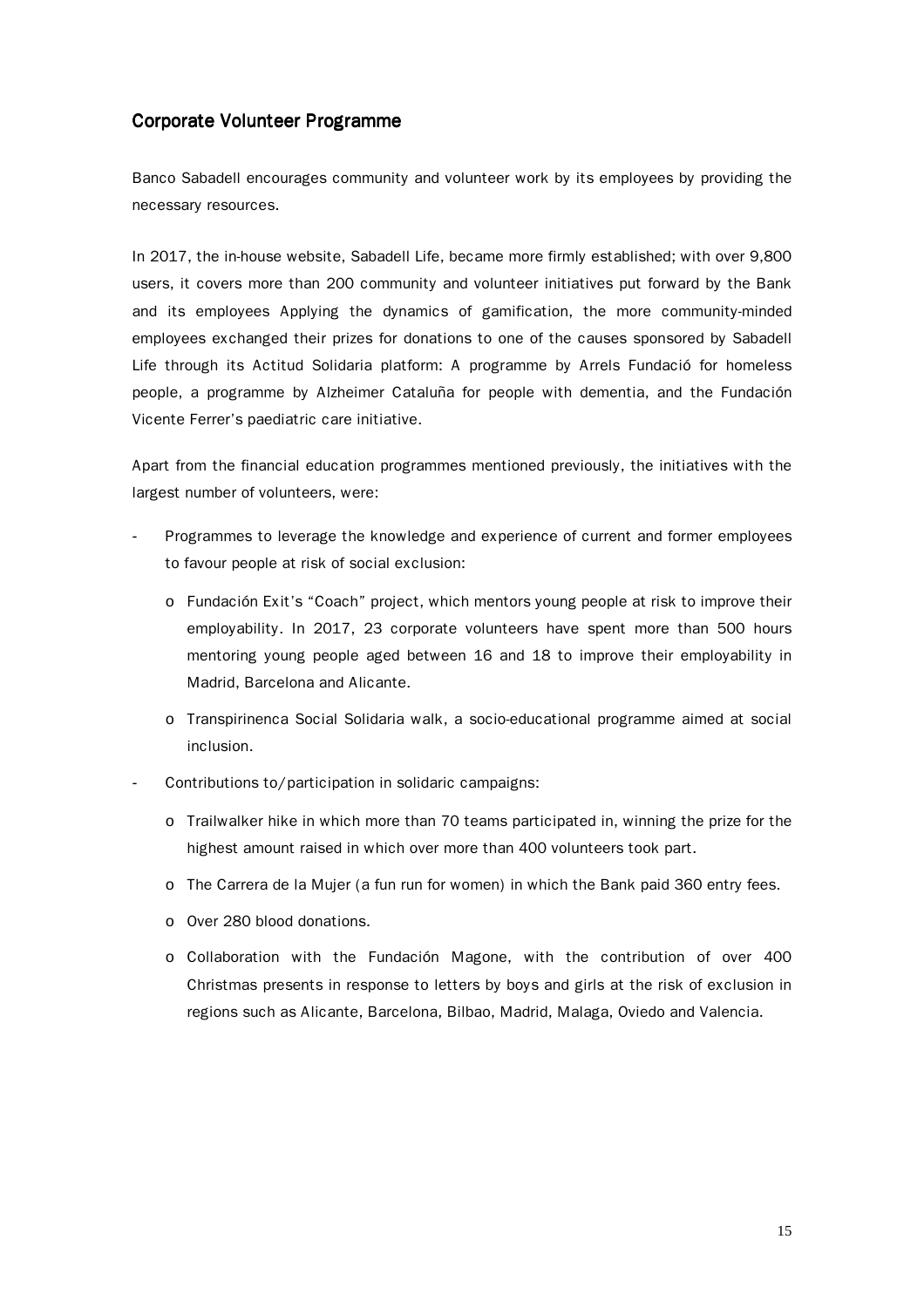## Corporate Volunteer Programme

Banco Sabadell encourages community and volunteer work by its employees by providing the necessary resources.

In 2017, the in-house website, Sabadell Life, became more firmly established; with over 9,800 users, it covers more than 200 community and volunteer initiatives put forward by the Bank and its employees Applying the dynamics of gamification, the more community-minded employees exchanged their prizes for donations to one of the causes sponsored by Sabadell Life through its Actitud Solidaria platform: A programme by Arrels Fundació for homeless people, a programme by Alzheimer Cataluña for people with dementia, and the Fundación Vicente Ferrer's paediatric care initiative.

Apart from the financial education programmes mentioned previously, the initiatives with the largest number of volunteers, were:

- Programmes to leverage the knowledge and experience of current and former employees to favour people at risk of social exclusion:
  - Fundación Exit's "Coach" project, which mentors young people at risk to improve their employability. In 2017, 23 corporate volunteers have spent more than 500 hours mentoring young people aged between 16 and 18 to improve their employability in Madrid, Barcelona and Alicante.
  - Transpirinenca Social Solidaria walk, a socio-educational programme aimed at social inclusion.
- Contributions to/participation in solidaric campaigns:
  - Trailwalker hike in which more than 70 teams participated in, winning the prize for the highest amount raised in which over more than 400 volunteers took part.
  - The Carrera de la Mujer (a fun run for women) in which the Bank paid 360 entry fees.
  - Over 280 blood donations.
  - Collaboration with the Fundación Magone, with the contribution of over 400 Christmas presents in response to letters by boys and girls at the risk of exclusion in regions such as Alicante, Barcelona, Bilbao, Madrid, Malaga, Oviedo and Valencia.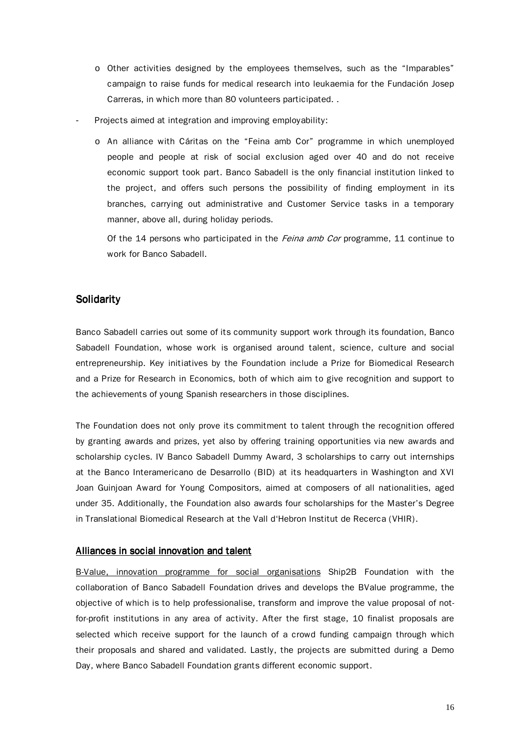- Other activities designed by the employees themselves, such as the "Imparables" campaign to raise funds for medical research into leukaemia for the Fundación Josep Carreras, in which more than 80 volunteers participated. .

- Projects aimed at integration and improving employability:
    - An alliance with Cáritas on the "Feina amb Cor" programme in which unemployed people and people at risk of social exclusion aged over 40 and do not receive economic support took part. Banco Sabadell is the only financial institution linked to the project, and offers such persons the possibility of finding employment in its branches, carrying out administrative and Customer Service tasks in a temporary manner, above all, during holiday periods.

      Of the 14 persons who participated in the *Feina amb Cor* programme, 11 continue to work for Banco Sabadell.

## Solidarity

Banco Sabadell carries out some of its community support work through its foundation, Banco Sabadell Foundation, whose work is organised around talent, science, culture and social entrepreneurship. Key initiatives by the Foundation include a Prize for Biomedical Research and a Prize for Research in Economics, both of which aim to give recognition and support to the achievements of young Spanish researchers in those disciplines.

The Foundation does not only prove its commitment to talent through the recognition offered by granting awards and prizes, yet also by offering training opportunities via new awards and scholarship cycles. IV Banco Sabadell Dummy Award, 3 scholarships to carry out internships at the Banco Interamericano de Desarrollo (BID) at its headquarters in Washington and XVI Joan Guinjoan Award for Young Compositors, aimed at composers of all nationalities, aged under 35. Additionally, the Foundation also awards four scholarships for the Master's Degree in Translational Biomedical Research at the Vall d'Hebron Institut de Recerca (VHIR).

### Alliances in social innovation and talent

B-Value, innovation programme for social organisations Ship2B Foundation with the collaboration of Banco Sabadell Foundation drives and develops the BValue programme, the objective of which is to help professionalise, transform and improve the value proposal of not-for-profit institutions in any area of activity. After the first stage, 10 finalist proposals are selected which receive support for the launch of a crowd funding campaign through which their proposals and shared and validated. Lastly, the projects are submitted during a Demo Day, where Banco Sabadell Foundation grants different economic support.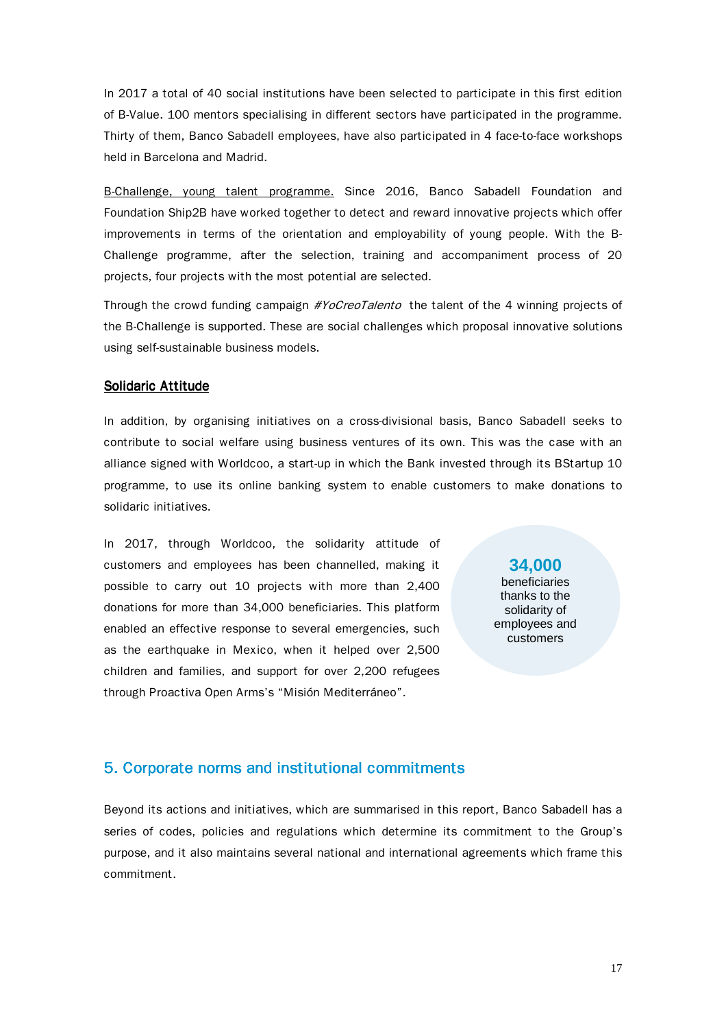In 2017 a total of 40 social institutions have been selected to participate in this first edition of B-Value. 100 mentors specialising in different sectors have participated in the programme. Thirty of them, Banco Sabadell employees, have also participated in 4 face-to-face workshops held in Barcelona and Madrid.

B-Challenge, young talent programme. Since 2016, Banco Sabadell Foundation and Foundation Ship2B have worked together to detect and reward innovative projects which offer improvements in terms of the orientation and employability of young people. With the B-Challenge programme, after the selection, training and accompaniment process of 20 projects, four projects with the most potential are selected.

Through the crowd funding campaign *#YoCreoTalento* the talent of the 4 winning projects of the B-Challenge is supported. These are social challenges which proposal innovative solutions using self-sustainable business models.

**Solidaric Attitude**

In addition, by organising initiatives on a cross-divisional basis, Banco Sabadell seeks to contribute to social welfare using business ventures of its own. This was the case with an alliance signed with Worldcoo, a start-up in which the Bank invested through its BStartup 10 programme, to use its online banking system to enable customers to make donations to solidaric initiatives.

In 2017, through Worldcoo, the solidarity attitude of customers and employees has been channelled, making it possible to carry out 10 projects with more than 2,400 donations for more than 34,000 beneficiaries. This platform enabled an effective response to several emergencies, such as the earthquake in Mexico, when it helped over 2,500 children and families, and support for over 2,200 refugees through Proactiva Open Arms's "Misión Mediterráneo".

**34,000**
beneficiaries thanks to the solidarity of employees and customers

## 5. Corporate norms and institutional commitments

Beyond its actions and initiatives, which are summarised in this report, Banco Sabadell has a series of codes, policies and regulations which determine its commitment to the Group's purpose, and it also maintains several national and international agreements which frame this commitment.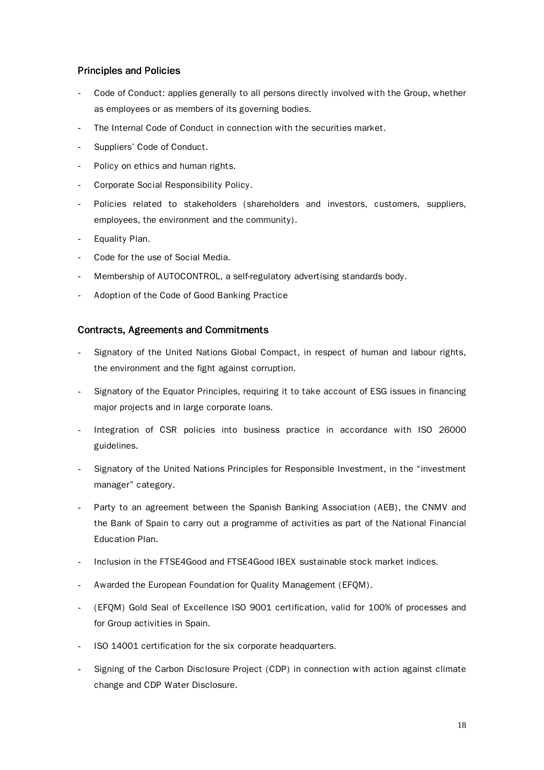## Principles and Policies

- Code of Conduct: applies generally to all persons directly involved with the Group, whether as employees or as members of its governing bodies.
- The Internal Code of Conduct in connection with the securities market.
- Suppliers' Code of Conduct.
- Policy on ethics and human rights.
- Corporate Social Responsibility Policy.
- Policies related to stakeholders (shareholders and investors, customers, suppliers, employees, the environment and the community).
- Equality Plan.
- Code for the use of Social Media.
- Membership of AUTOCONTROL, a self-regulatory advertising standards body.
- Adoption of the Code of Good Banking Practice

## Contracts, Agreements and Commitments

- Signatory of the United Nations Global Compact, in respect of human and labour rights, the environment and the fight against corruption.
- Signatory of the Equator Principles, requiring it to take account of ESG issues in financing major projects and in large corporate loans.
- Integration of CSR policies into business practice in accordance with ISO 26000 guidelines.
- Signatory of the United Nations Principles for Responsible Investment, in the "investment manager" category.
- Party to an agreement between the Spanish Banking Association (AEB), the CNMV and the Bank of Spain to carry out a programme of activities as part of the National Financial Education Plan.
- Inclusion in the FTSE4Good and FTSE4Good IBEX sustainable stock market indices.
- Awarded the European Foundation for Quality Management (EFQM).
- (EFQM) Gold Seal of Excellence ISO 9001 certification, valid for 100% of processes and for Group activities in Spain.
- ISO 14001 certification for the six corporate headquarters.
- Signing of the Carbon Disclosure Project (CDP) in connection with action against climate change and CDP Water Disclosure.